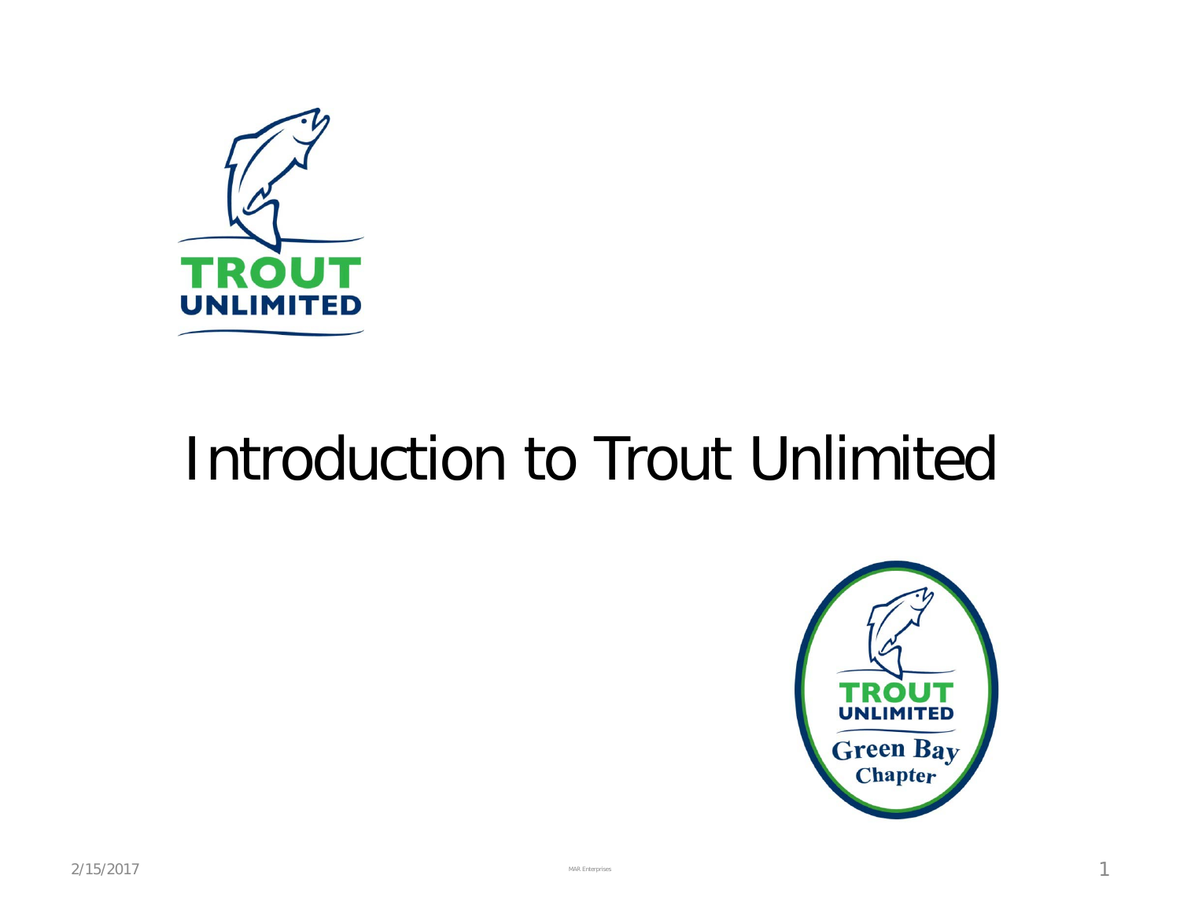# Introduction to Trout Unlimited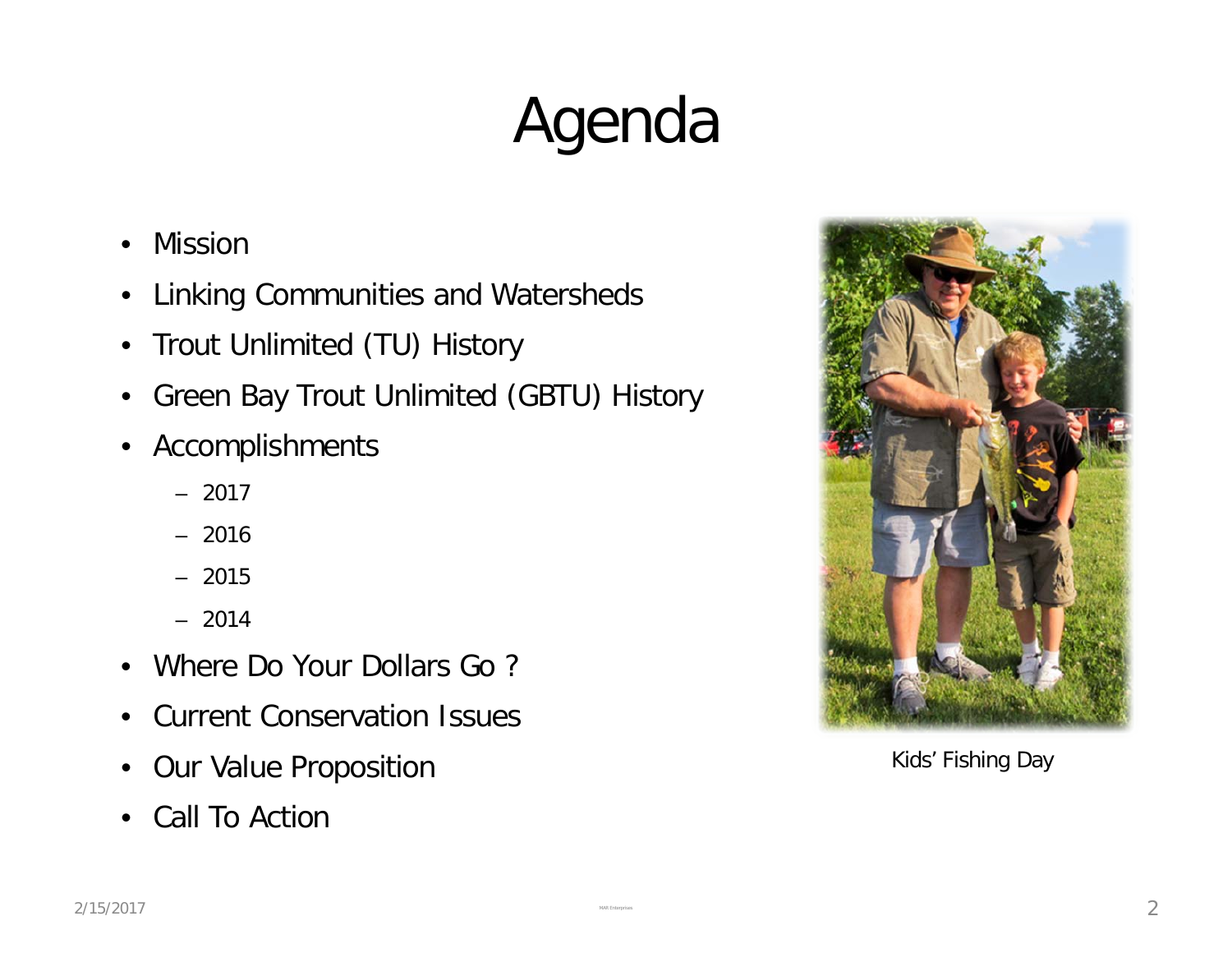# Agenda

- Mission
- Linking Communities and Watersheds
- Trout Unlimited (TU) History
- Green Bay Trout Unlimited (GBTU) History
- Accomplishments
  - 2017
  - 2016
  - 2015
  - 2014
- Where Do Your Dollars Go ?
- Current Conservation Issues
- Our Value Proposition
- Call To Action

Kids' Fishing Day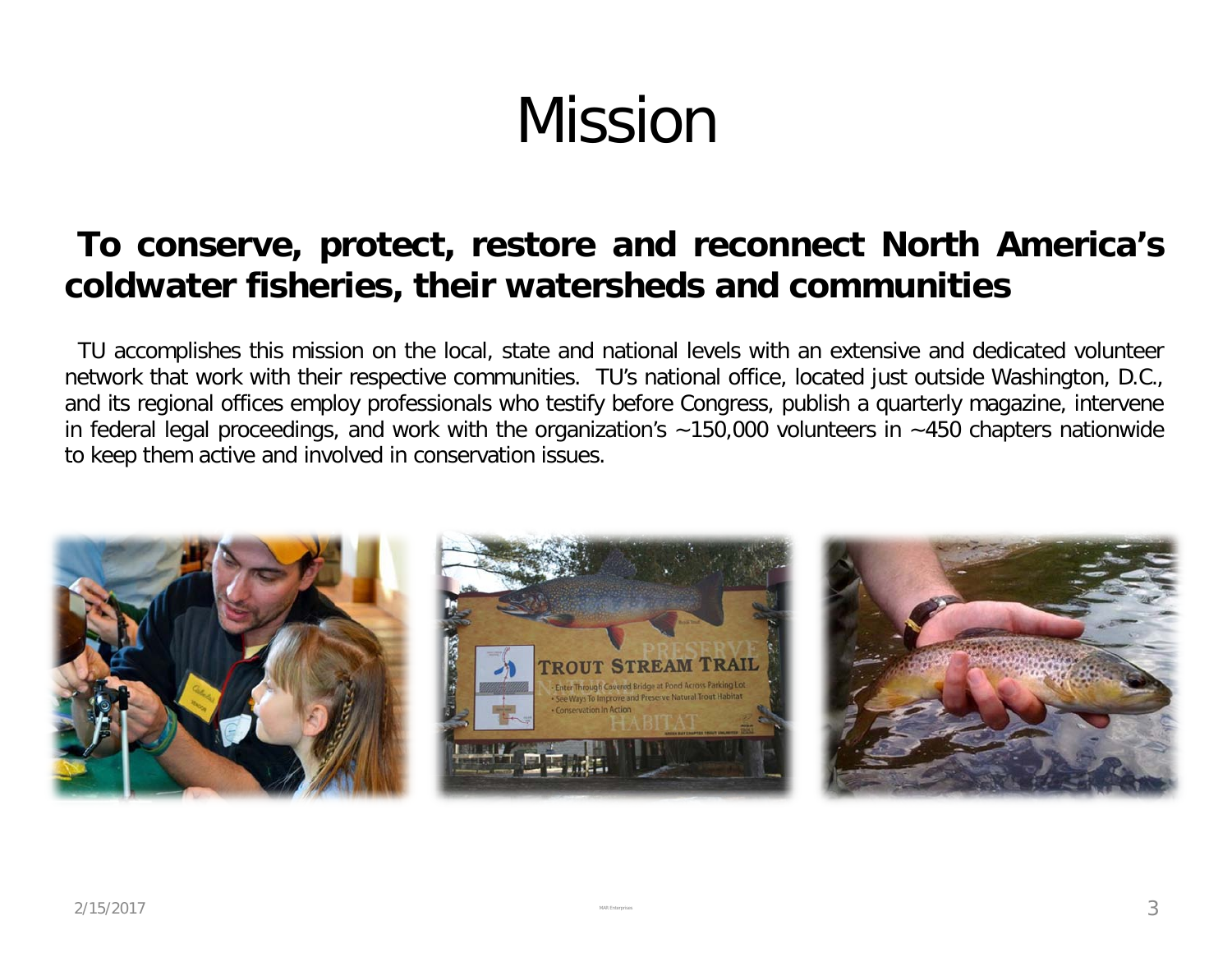# Mission

**To conserve, protect, restore and reconnect North America's coldwater fisheries, their watersheds and communities**

TU accomplishes this mission on the local, state and national levels with an extensive and dedicated volunteer network that work with their respective communities. TU's national office, located just outside Washington, D.C., and its regional offices employ professionals who testify before Congress, publish a quarterly magazine, intervene in federal legal proceedings, and work with the organization's ~150,000 volunteers in ~450 chapters nationwide to keep them active and involved in conservation issues.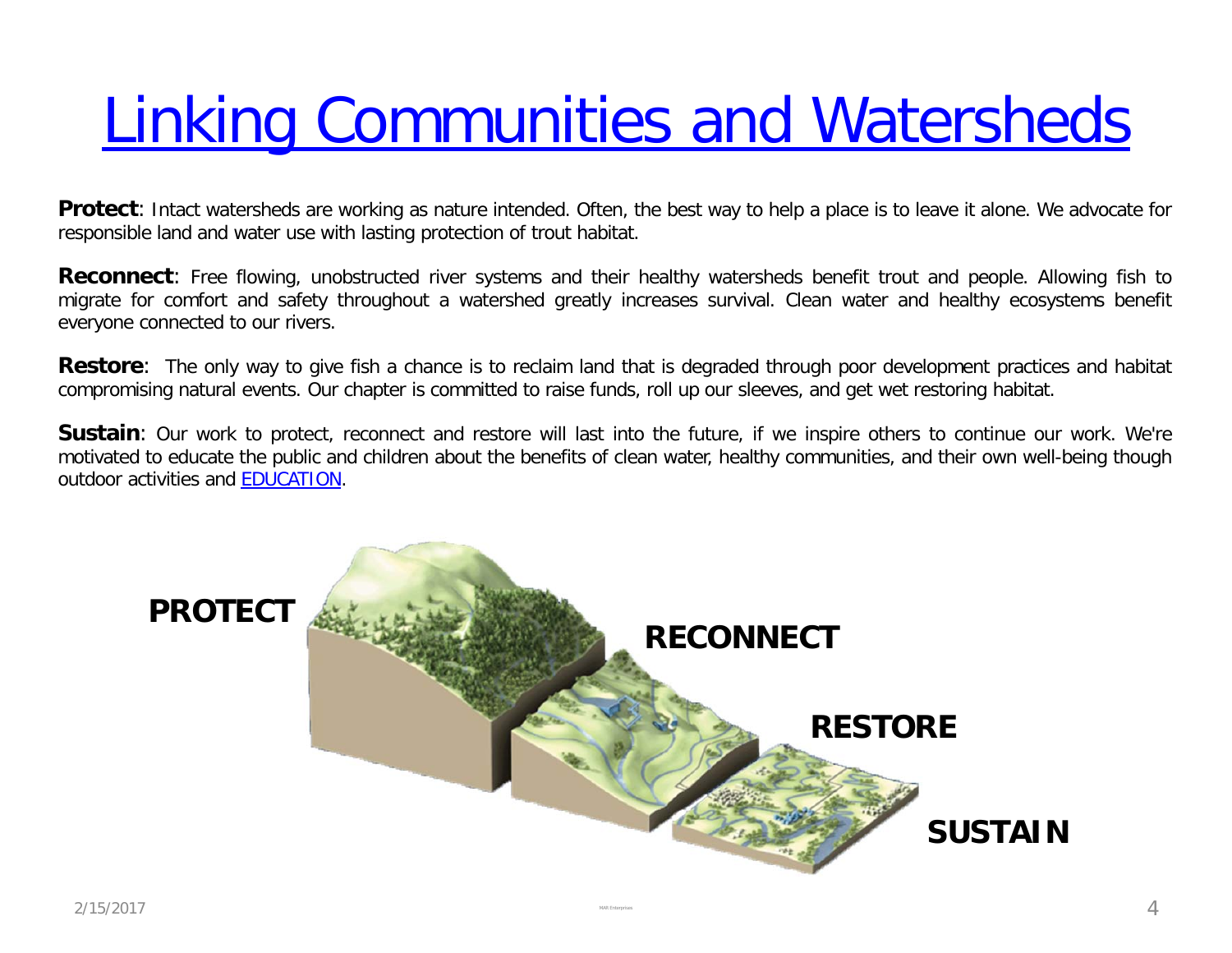# Linking Communities and Watersheds

**Protect**: Intact watersheds are working as nature intended. Often, the best way to help a place is to leave it alone. We advocate for responsible land and water use with lasting protection of trout habitat.

**Reconnect**: Free flowing, unobstructed river systems and their healthy watersheds benefit trout and people. Allowing fish to migrate for comfort and safety throughout a watershed greatly increases survival. Clean water and healthy ecosystems benefit everyone connected to our rivers.

**Restore**: The only way to give fish a chance is to reclaim land that is degraded through poor development practices and habitat compromising natural events. Our chapter is committed to raise funds, roll up our sleeves, and get wet restoring habitat.

**Sustain**: Our work to protect, reconnect and restore will last into the future, if we inspire others to continue our work. We're motivated to educate the public and children about the benefits of clean water, healthy communities, and their own well-being though outdoor activities and EDUCATION.

**PROTECT**

**RECONNECT**

**RESTORE**

**SUSTAIN**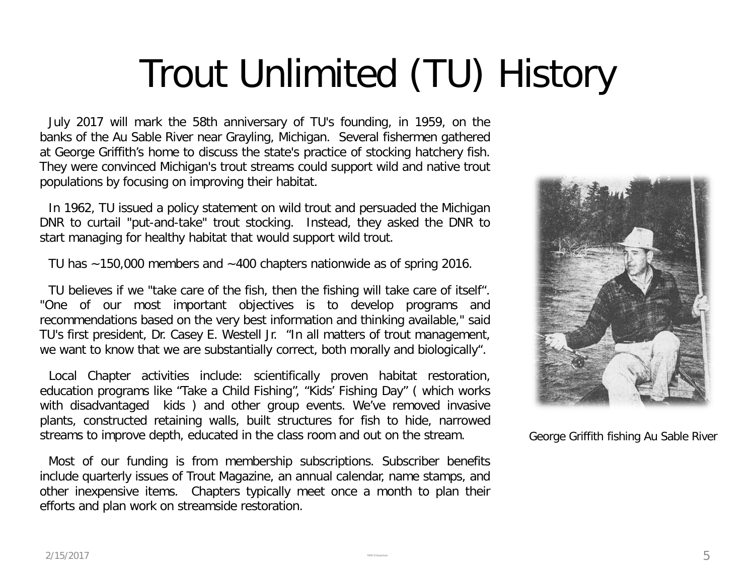# Trout Unlimited (TU) History

July 2017 will mark the 58th anniversary of TU's founding, in 1959, on the banks of the Au Sable River near Grayling, Michigan. Several fishermen gathered at George Griffith's home to discuss the state's practice of stocking hatchery fish. They were convinced Michigan's trout streams could support wild and native trout populations by focusing on improving their habitat.

In 1962, TU issued a policy statement on wild trout and persuaded the Michigan DNR to curtail "put-and-take" trout stocking. Instead, they asked the DNR to start managing for healthy habitat that would support wild trout.

TU has ~150,000 members and ~400 chapters nationwide as of spring 2016.

TU believes if we "take care of the fish, then the fishing will take care of itself". "One of our most important objectives is to develop programs and recommendations based on the very best information and thinking available," said TU's first president, Dr. Casey E. Westell Jr. "In all matters of trout management, we want to know that we are substantially correct, both morally and biologically".

Local Chapter activities include: scientifically proven habitat restoration, education programs like "Take a Child Fishing", "Kids' Fishing Day" ( which works with disadvantaged kids ) and other group events. We've removed invasive plants, constructed retaining walls, built structures for fish to hide, narrowed streams to improve depth, educated in the class room and out on the stream.

Most of our funding is from membership subscriptions. Subscriber benefits include quarterly issues of Trout Magazine, an annual calendar, name stamps, and other inexpensive items. Chapters typically meet once a month to plan their efforts and plan work on streamside restoration.

George Griffith fishing Au Sable River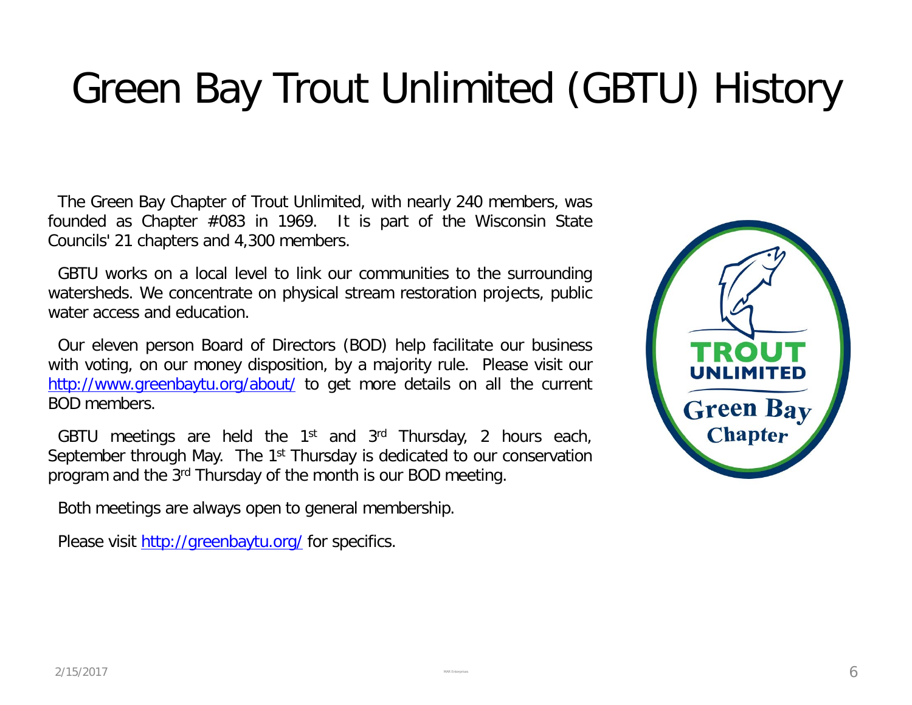# Green Bay Trout Unlimited (GBTU) History

The Green Bay Chapter of Trout Unlimited, with nearly 240 members, was founded as Chapter #083 in 1969. It is part of the Wisconsin State Councils' 21 chapters and 4,300 members.

GBTU works on a local level to link our communities to the surrounding watersheds. We concentrate on physical stream restoration projects, public water access and education.

Our eleven person Board of Directors (BOD) help facilitate our business with voting, on our money disposition, by a majority rule. Please visit our http://www.greenbaytu.org/about/ to get more details on all the current BOD members.

GBTU meetings are held the 1st and 3rd Thursday, 2 hours each, September through May. The 1st Thursday is dedicated to our conservation program and the 3rd Thursday of the month is our BOD meeting.

Both meetings are always open to general membership.

Please visit http://greenbaytu.org/ for specifics.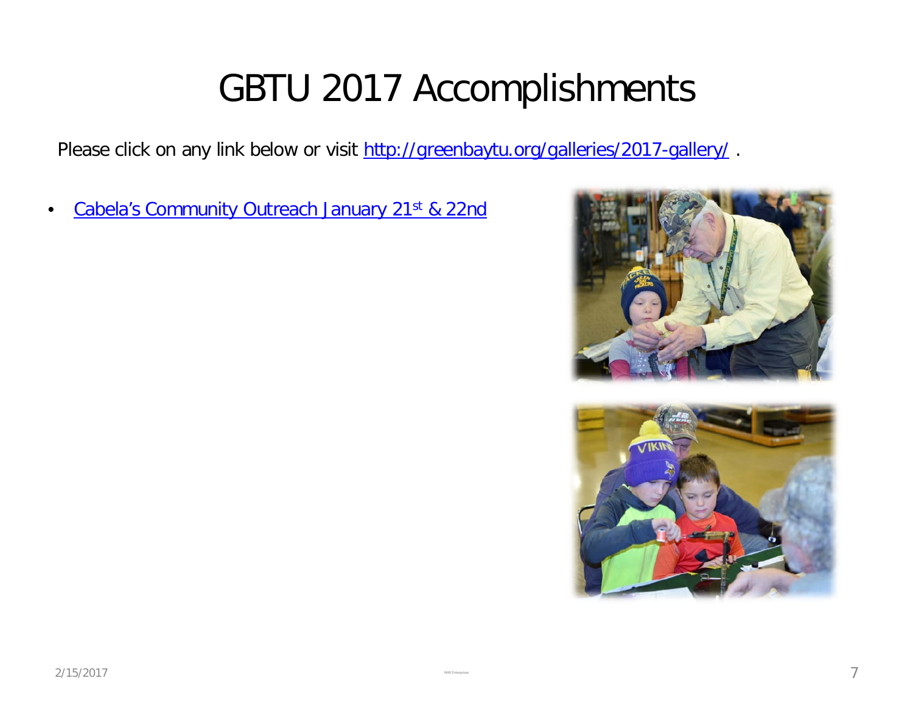# GBTU 2017 Accomplishments

Please click on any link below or visit http://greenbaytu.org/galleries/2017-gallery/ .

- Cabela's Community Outreach January 21st & 22nd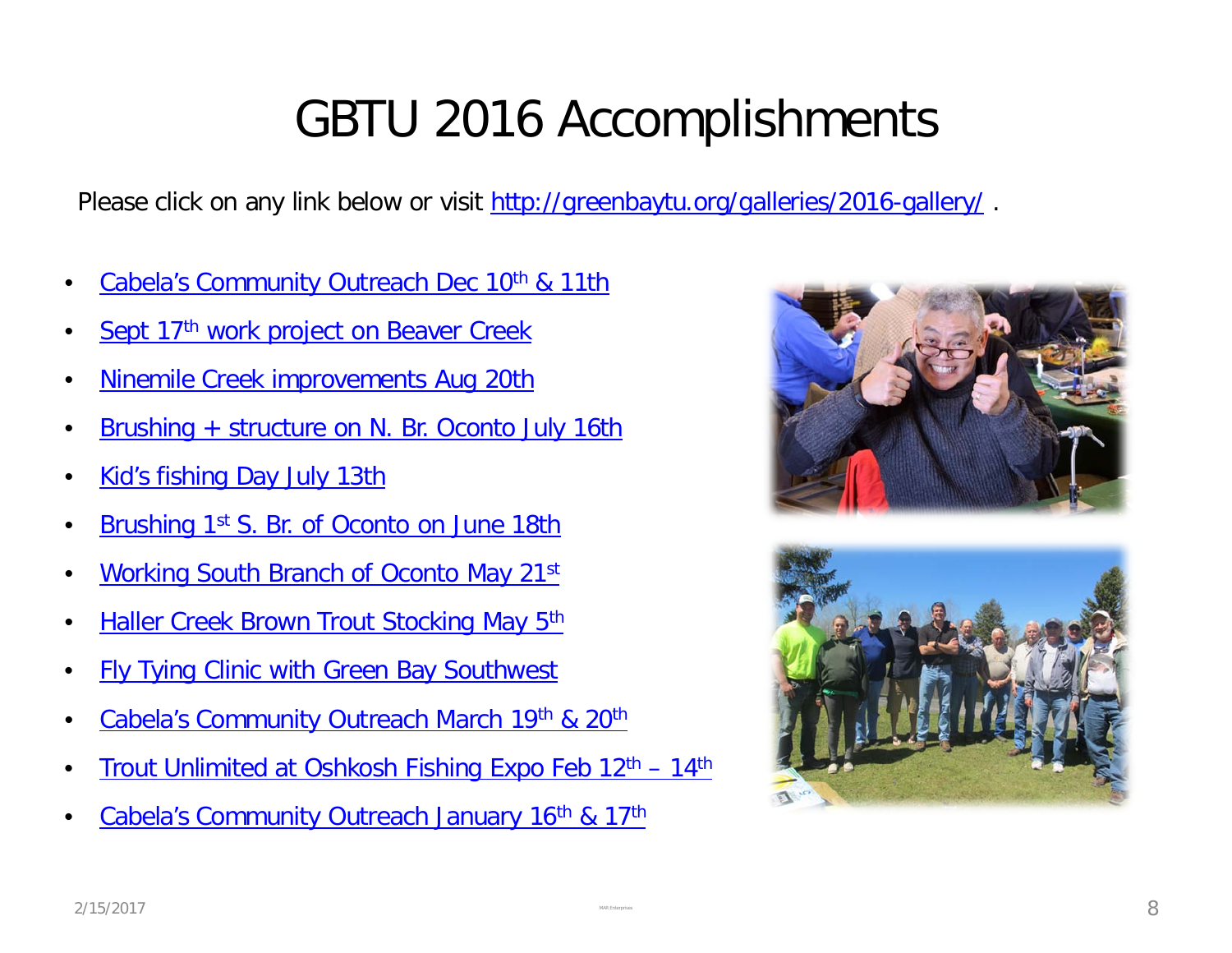# GBTU 2016 Accomplishments

Please click on any link below or visit http://greenbaytu.org/galleries/2016-gallery/ .

- Cabela's Community Outreach Dec 10th & 11th
- Sept 17th work project on Beaver Creek
- Ninemile Creek improvements Aug 20th
- Brushing + structure on N. Br. Oconto July 16th
- Kid's fishing Day July 13th
- Brushing 1st S. Br. of Oconto on June 18th
- Working South Branch of Oconto May 21st
- Haller Creek Brown Trout Stocking May 5th
- Fly Tying Clinic with Green Bay Southwest
- Cabela's Community Outreach March 19th & 20th
- Trout Unlimited at Oshkosh Fishing Expo Feb 12th – 14th
- Cabela's Community Outreach January 16th & 17th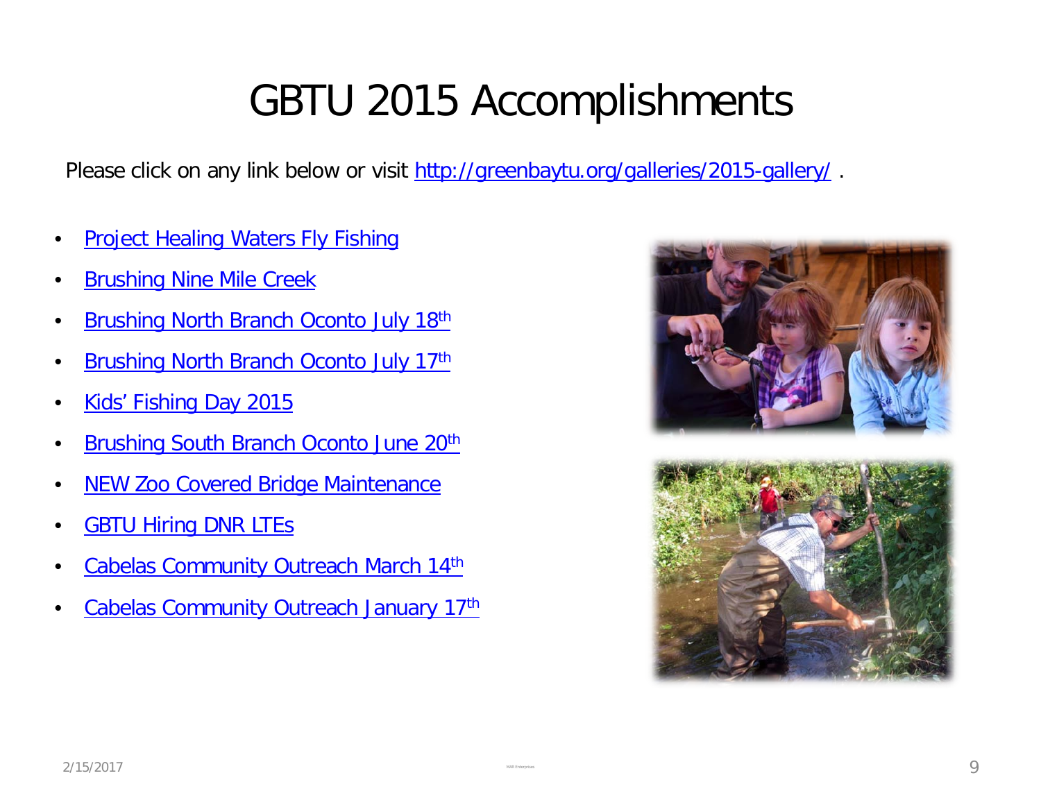# GBTU 2015 Accomplishments

Please click on any link below or visit http://greenbaytu.org/galleries/2015-gallery/ .

- Project Healing Waters Fly Fishing
- Brushing Nine Mile Creek
- Brushing North Branch Oconto July 18th
- Brushing North Branch Oconto July 17th
- Kids' Fishing Day 2015
- Brushing South Branch Oconto June 20th
- NEW Zoo Covered Bridge Maintenance
- GBTU Hiring DNR LTEs
- Cabelas Community Outreach March 14th
- Cabelas Community Outreach January 17th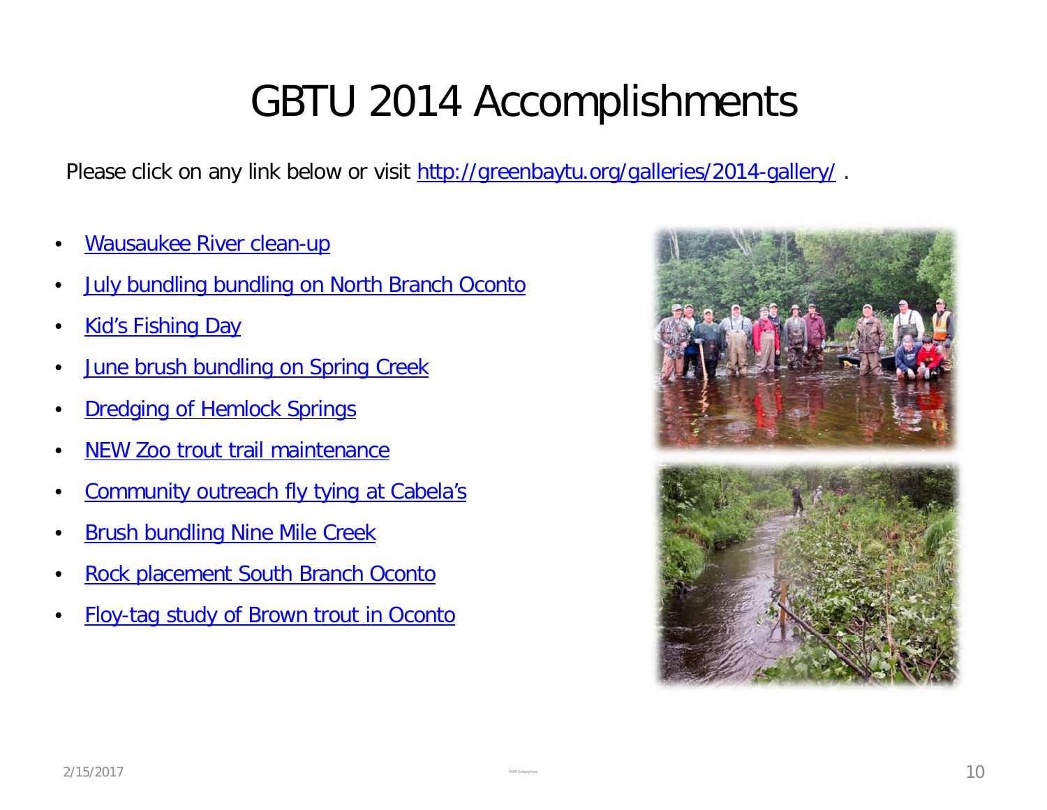# GBTU 2014 Accomplishments

Please click on any link below or visit http://greenbaytu.org/galleries/2014-gallery/ .

- Wausaukee River clean-up
- July bundling bundling on North Branch Oconto
- Kid's Fishing Day
- June brush bundling on Spring Creek
- Dredging of Hemlock Springs
- NEW Zoo trout trail maintenance
- Community outreach fly tying at Cabela's
- Brush bundling Nine Mile Creek
- Rock placement South Branch Oconto
- Floy-tag study of Brown trout in Oconto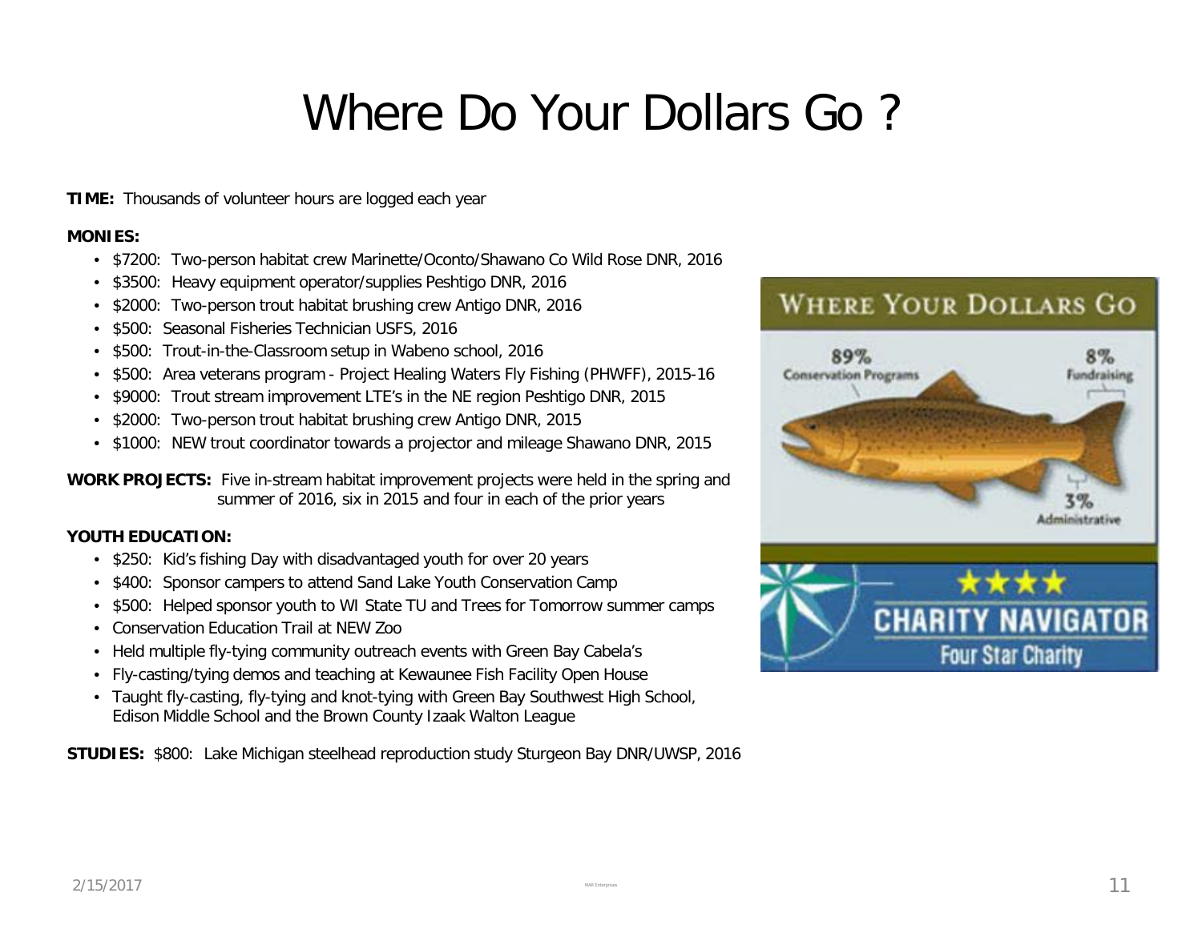# Where Do Your Dollars Go ?

**TIME:** Thousands of volunteer hours are logged each year

**MONIES:**

- $7200: Two-person habitat crew Marinette/Oconto/Shawano Co Wild Rose DNR, 2016
- $3500: Heavy equipment operator/supplies Peshtigo DNR, 2016
- $2000: Two-person trout habitat brushing crew Antigo DNR, 2016
- $500: Seasonal Fisheries Technician USFS, 2016
- $500: Trout-in-the-Classroom setup in Wabeno school, 2016
- $500: Area veterans program - Project Healing Waters Fly Fishing (PHWFF), 2015-16
- $9000: Trout stream improvement LTE's in the NE region Peshtigo DNR, 2015
- $2000: Two-person trout habitat brushing crew Antigo DNR, 2015
- $1000: NEW trout coordinator towards a projector and mileage Shawano DNR, 2015

**WORK PROJECTS:** Five in-stream habitat improvement projects were held in the spring and summer of 2016, six in 2015 and four in each of the prior years

**YOUTH EDUCATION:**

- $250: Kid's fishing Day with disadvantaged youth for over 20 years
- $400: Sponsor campers to attend Sand Lake Youth Conservation Camp
- $500: Helped sponsor youth to WI State TU and Trees for Tomorrow summer camps
- Conservation Education Trail at NEW Zoo
- Held multiple fly-tying community outreach events with Green Bay Cabela's
- Fly-casting/tying demos and teaching at Kewaunee Fish Facility Open House
- Taught fly-casting, fly-tying and knot-tying with Green Bay Southwest High School, Edison Middle School and the Brown County Izaak Walton League

**STUDIES:** $800: Lake Michigan steelhead reproduction study Sturgeon Bay DNR/UWSP, 2016

WHERE YOUR DOLLARS GO

89% Conservation Programs

8% Fundraising

3% Administrative

CHARITY NAVIGATOR Four Star Charity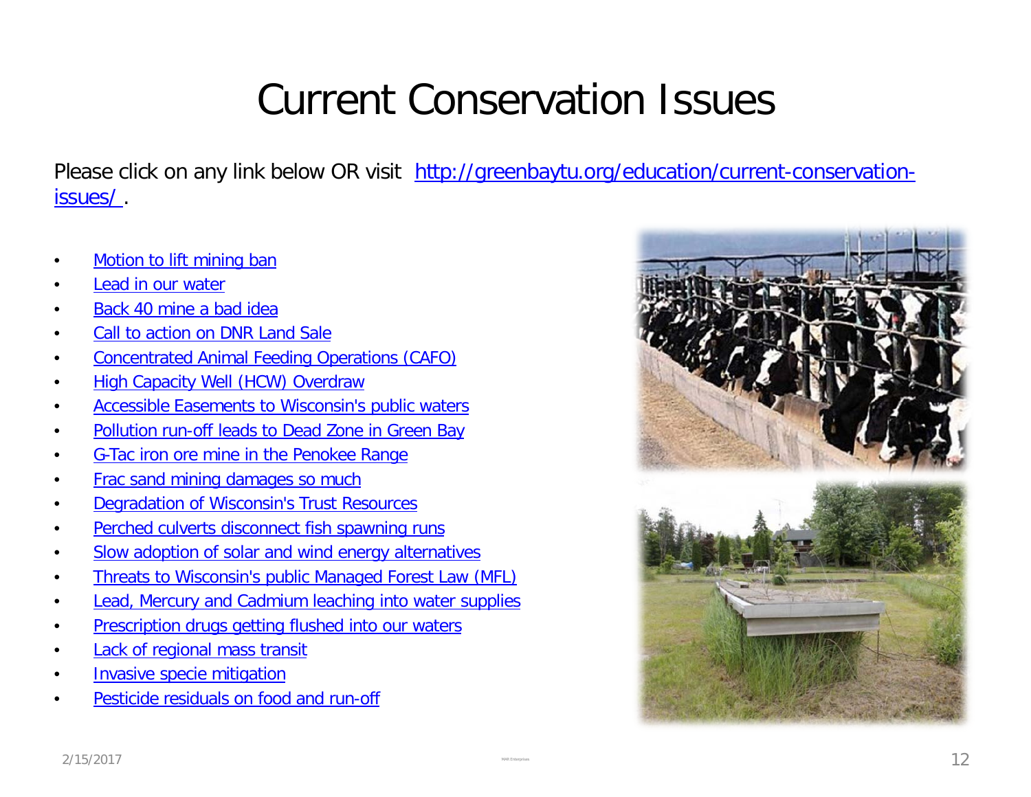# Current Conservation Issues

Please click on any link below OR visit http://greenbaytu.org/education/current-conservation-issues/ .

- Motion to lift mining ban
- Lead in our water
- Back 40 mine a bad idea
- Call to action on DNR Land Sale
- Concentrated Animal Feeding Operations (CAFO)
- High Capacity Well (HCW) Overdraw
- Accessible Easements to Wisconsin's public waters
- Pollution run-off leads to Dead Zone in Green Bay
- G-Tac iron ore mine in the Penokee Range
- Frac sand mining damages so much
- Degradation of Wisconsin's Trust Resources
- Perched culverts disconnect fish spawning runs
- Slow adoption of solar and wind energy alternatives
- Threats to Wisconsin's public Managed Forest Law (MFL)
- Lead, Mercury and Cadmium leaching into water supplies
- Prescription drugs getting flushed into our waters
- Lack of regional mass transit
- Invasive specie mitigation
- Pesticide residuals on food and run-off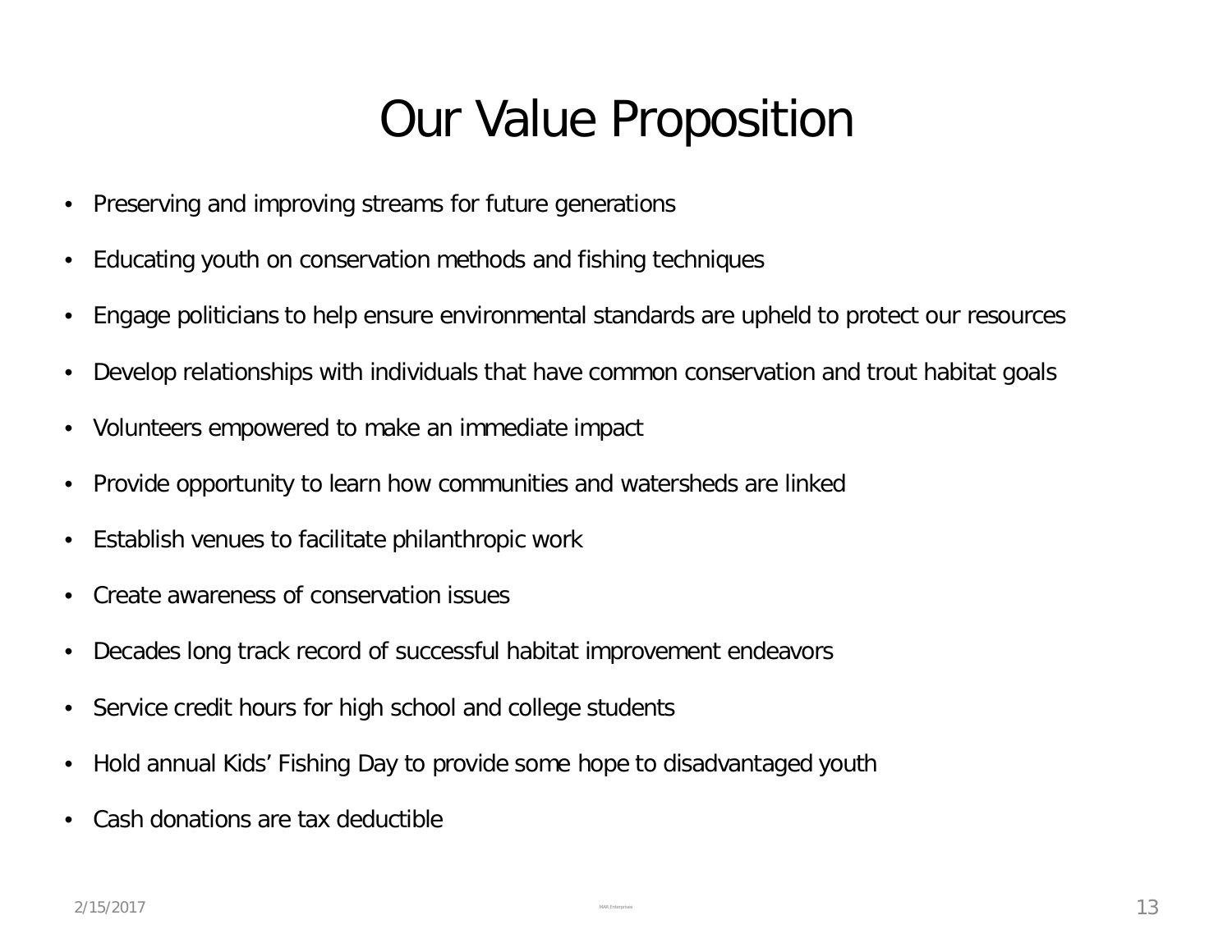# Our Value Proposition

- Preserving and improving streams for future generations
- Educating youth on conservation methods and fishing techniques
- Engage politicians to help ensure environmental standards are upheld to protect our resources
- Develop relationships with individuals that have common conservation and trout habitat goals
- Volunteers empowered to make an immediate impact
- Provide opportunity to learn how communities and watersheds are linked
- Establish venues to facilitate philanthropic work
- Create awareness of conservation issues
- Decades long track record of successful habitat improvement endeavors
- Service credit hours for high school and college students
- Hold annual Kids' Fishing Day to provide some hope to disadvantaged youth
- Cash donations are tax deductible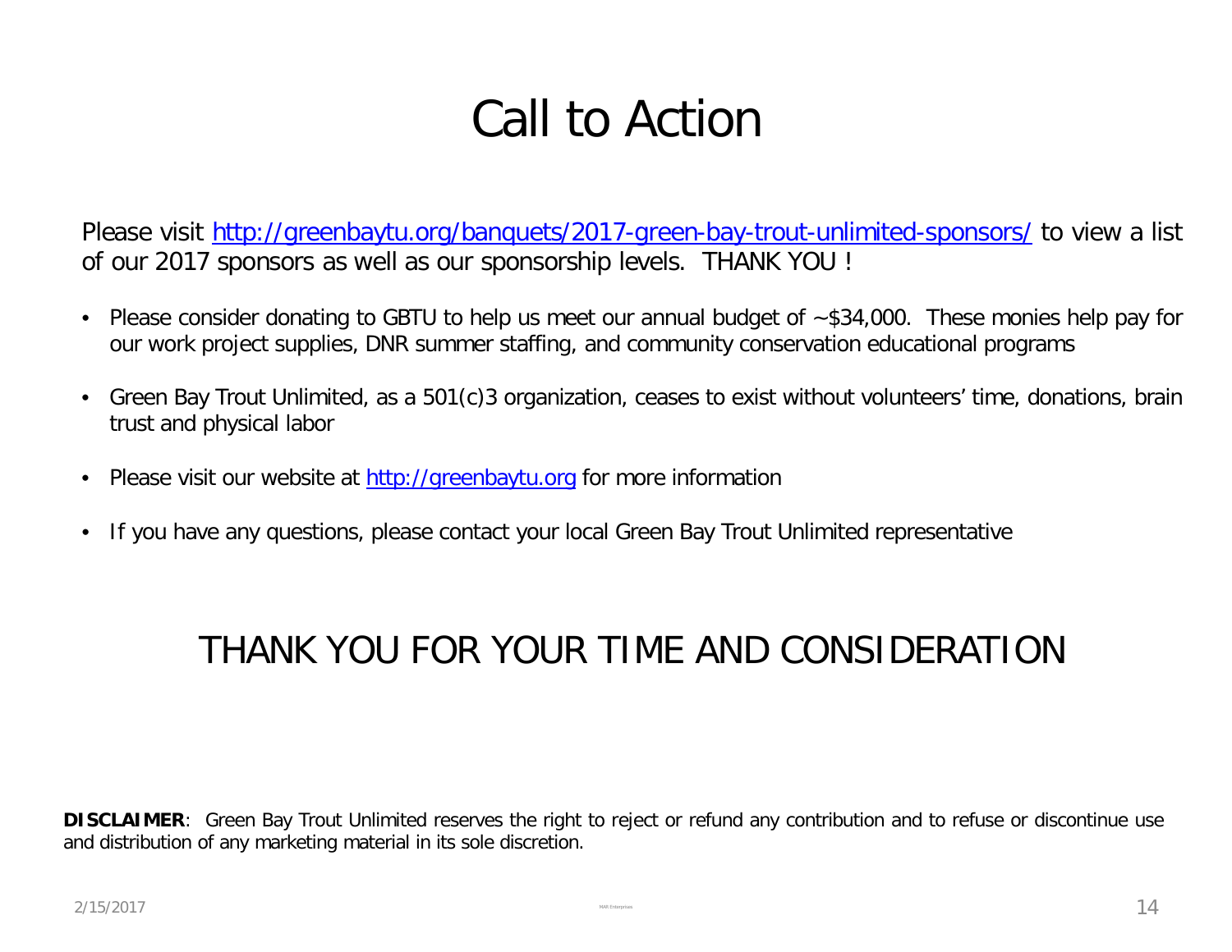# Call to Action

Please visit http://greenbaytu.org/banquets/2017-green-bay-trout-unlimited-sponsors/ to view a list of our 2017 sponsors as well as our sponsorship levels. THANK YOU !

- Please consider donating to GBTU to help us meet our annual budget of ~$34,000. These monies help pay for our work project supplies, DNR summer staffing, and community conservation educational programs
- Green Bay Trout Unlimited, as a 501(c)3 organization, ceases to exist without volunteers' time, donations, brain trust and physical labor
- Please visit our website at http://greenbaytu.org for more information
- If you have any questions, please contact your local Green Bay Trout Unlimited representative

## THANK YOU FOR YOUR TIME AND CONSIDERATION

**DISCLAIMER**: Green Bay Trout Unlimited reserves the right to reject or refund any contribution and to refuse or discontinue use and distribution of any marketing material in its sole discretion.